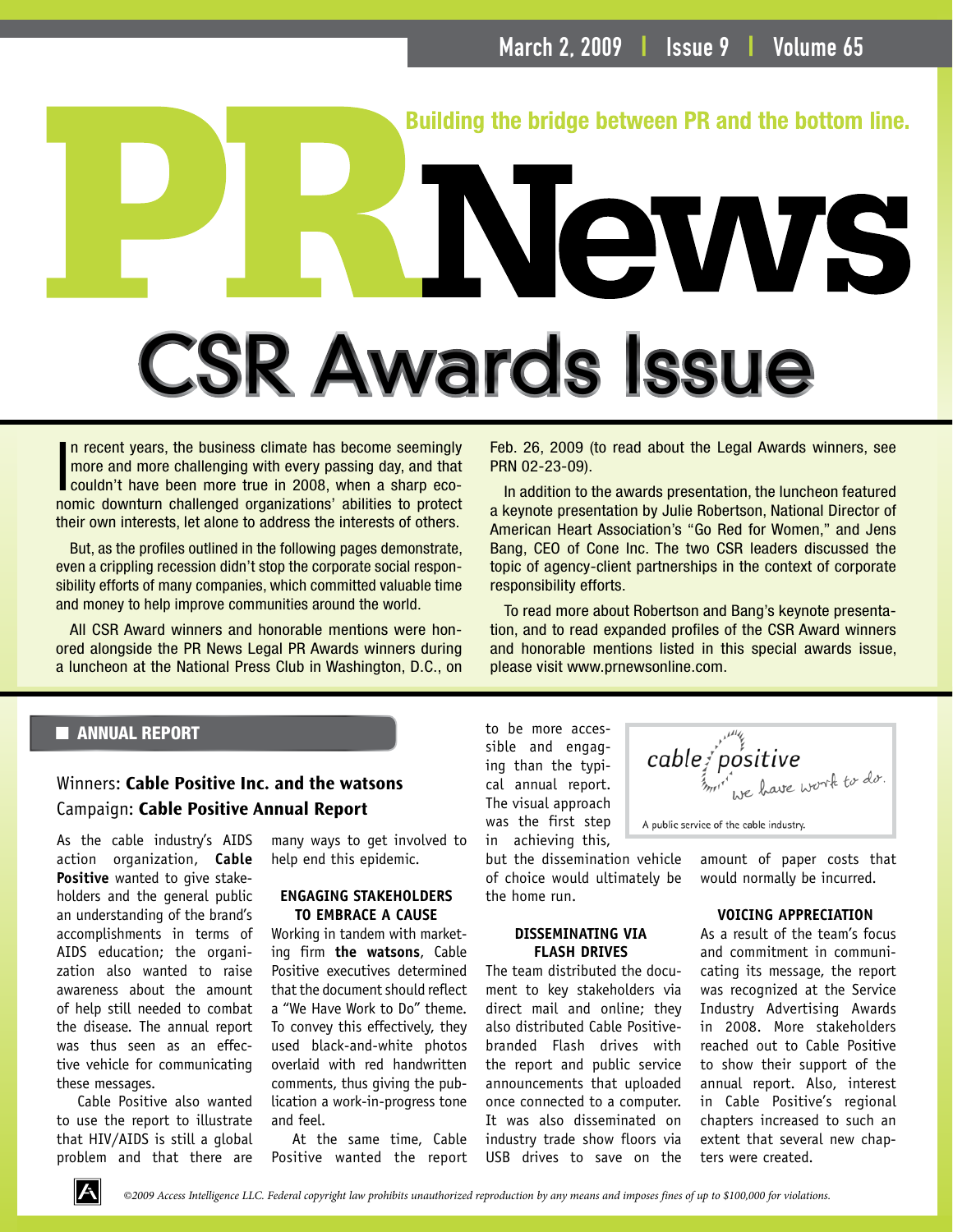# PR News

Building the bridge between PR and the bottom line.

# CSR Awards Issue

In recent years, the business climate has become seemingly more and more challenging with every passing day, and that couldn't have been more true in 2008, when a sharp economic downturn challenged organizations' abilities to protect their own interests, let alone to address the interests of others.

But, as the profiles outlined in the following pages demonstrate, even a crippling recession didn't stop the corporate social responsibility efforts of many companies, which committed valuable time and money to help improve communities around the world.

All CSR Award winners and honorable mentions were honored alongside the PR News Legal PR Awards winners during a luncheon at the National Press Club in Washington, D.C., on Feb. 26, 2009 (to read about the Legal Awards winners, see PRN 02-23-09).

In addition to the awards presentation, the luncheon featured a keynote presentation by Julie Robertson, National Director of American Heart Association's "Go Red for Women," and Jens Bang, CEO of Cone Inc. The two CSR leaders discussed the topic of agency-client partnerships in the context of corporate responsibility efforts.

To read more about Robertson and Bang's keynote presentation, and to read expanded profiles of the CSR Award winners and honorable mentions listed in this special awards issue, please visit www.prnewsonline.com.

## ANNUAL REPORT

Winners: **Cable Positive Inc. and the watsons**
Campaign: **Cable Positive Annual Report**

As the cable industry's AIDS action organization, **Cable Positive** wanted to give stakeholders and the general public an understanding of the brand's accomplishments in terms of AIDS education; the organization also wanted to raise awareness about the amount of help still needed to combat the disease. The annual report was thus seen as an effective vehicle for communicating these messages.

Cable Positive also wanted to use the report to illustrate that HIV/AIDS is still a global problem and that there are many ways to get involved to help end this epidemic.

### ENGAGING STAKEHOLDERS TO EMBRACE A CAUSE

Working in tandem with marketing firm **the watsons**, Cable Positive executives determined that the document should reflect a "We Have Work to Do" theme. To convey this effectively, they used black-and-white photos overlaid with red handwritten comments, thus giving the publication a work-in-progress tone and feel.

At the same time, Cable Positive wanted the report to be more accessible and engaging than the typical annual report. The visual approach was the first step in achieving this, but the dissemination vehicle of choice would ultimately be the home run.

cable positive — we have work to do.
A public service of the cable industry.

### DISSEMINATING VIA FLASH DRIVES

The team distributed the document to key stakeholders via direct mail and online; they also distributed Cable Positive-branded Flash drives with the report and public service announcements that uploaded once connected to a computer. It was also disseminated on industry trade show floors via USB drives to save on the amount of paper costs that would normally be incurred.

### VOICING APPRECIATION

As a result of the team's focus and commitment in communicating its message, the report was recognized at the Service Industry Advertising Awards in 2008. More stakeholders reached out to Cable Positive to show their support of the annual report. Also, interest in Cable Positive's regional chapters increased to such an extent that several new chapters were created.

©2009 Access Intelligence LLC. Federal copyright law prohibits unauthorized reproduction by any means and imposes fines of up to $100,000 for violations.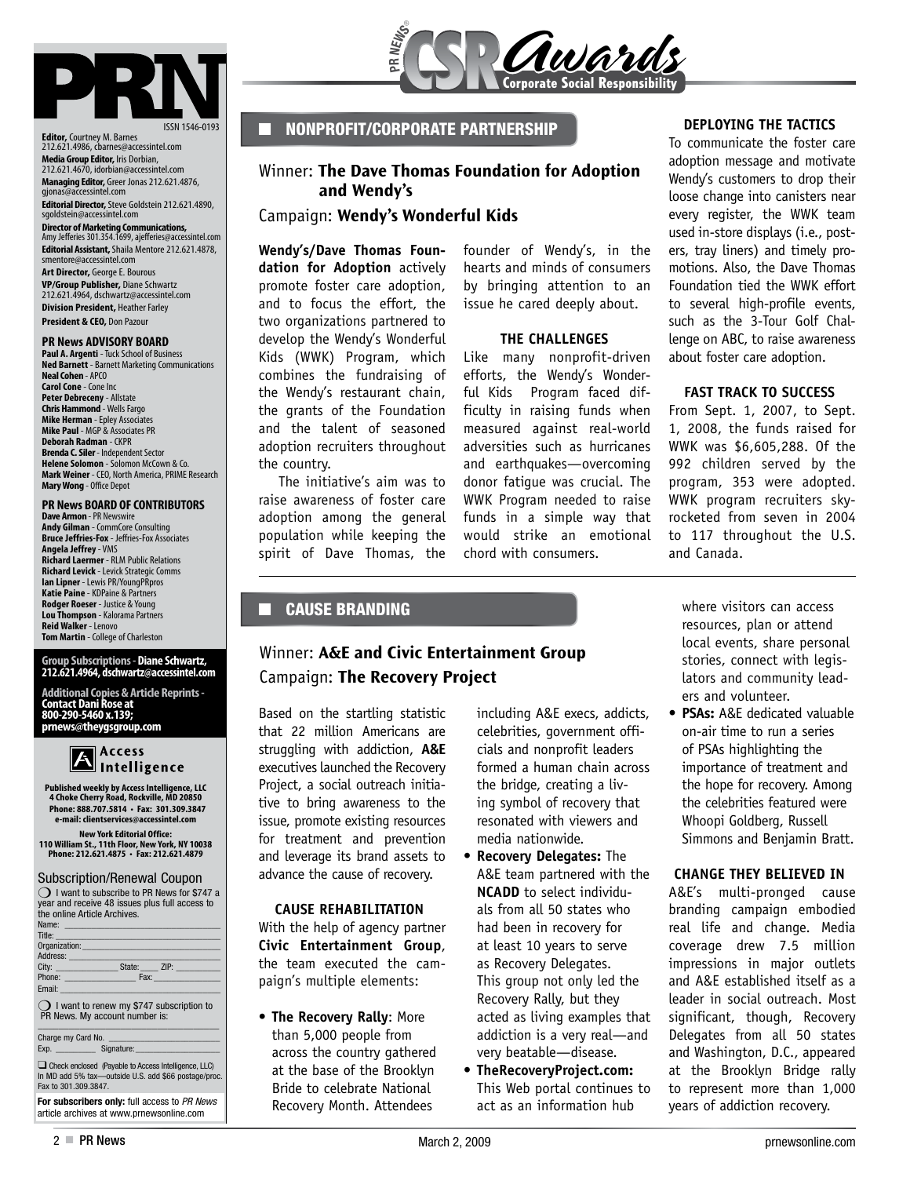# PRN

ISSN 1546-0193

**Editor,** Courtney M. Barnes
212.621.4986, cbarnes@accessintel.com

**Media Group Editor,** Iris Dorbian,
212.621.4670, idorbian@accessintel.com

**Managing Editor,** Greer Jonas 212.621.4876,
gjonas@accessintel.com

**Editorial Director,** Steve Goldstein 212.621.4890,
sgoldstein@accessintel.com

**Director of Marketing Communications,**
Amy Jefferies 301.354.1699, ajefferies@accessintel.com

**Editorial Assistant,** Shaila Mentore 212.621.4878,
smentore@accessintel.com

**Art Director,** George E. Bourous

**VP/Group Publisher,** Diane Schwartz
212.621.4964, dschwartz@accessintel.com

**Division President,** Heather Farley

**President & CEO,** Don Pazour

**PR News ADVISORY BOARD**

**Paul A. Argenti** - Tuck School of Business
**Ned Barnett** - Barnett Marketing Communications
**Neal Cohen** - APCO
**Carol Cone** - Cone Inc
**Peter Debreceny** - Allstate
**Chris Hammond** - Wells Fargo
**Mike Herman** - Epley Associates
**Mike Paul** - MGP & Associates PR
**Deborah Radman** - CKPR
**Brenda C. Siler** - Independent Sector
**Helene Solomon** - Solomon McCown & Co.
**Mark Weiner** - CEO, North America, PRIME Research
**Mary Wong** - Office Depot

**PR News BOARD OF CONTRIBUTORS**

**Dave Armon** - PR Newswire
**Andy Gilman** - CommCore Consulting
**Bruce Jeffries-Fox** - Jeffries-Fox Associates
**Angela Jeffrey** - VMS
**Richard Laermer** - RLM Public Relations
**Richard Levick** - Levick Strategic Comms
**Ian Lipner** - Lewis PR/YoungPRpros
**Katie Paine** - KDPaine & Partners
**Rodger Roeser** - Justice & Young
**Lou Thompson** - Kalorama Partners
**Reid Walker** - Lenovo
**Tom Martin** - College of Charleston

**Group Subscriptions - Diane Schwartz, 212.621.4964, dschwartz@accessintel.com**

**Additional Copies & Article Reprints - Contact Dani Rose at 800-290-5460 x.139; prnews@theygsgroup.com**

Access Intelligence

**Published weekly by Access Intelligence, LLC**
**4 Choke Cherry Road, Rockville, MD 20850**
**Phone: 888.707.5814 • Fax: 301.309.3847**
**e-mail: clientservices@accessintel.com**

**New York Editorial Office:**
**110 William St., 11th Floor, New York, NY 10038**
**Phone: 212.621.4875 • Fax: 212.621.4879**

Subscription/Renewal Coupon

❍ I want to subscribe to PR News for $747 a year and receive 48 issues plus full access to the online Article Archives.

Name: ______
Title: ______
Organization: ______
Address: ______
City: ______ State: ____ ZIP: ______
Phone: ______ Fax: ______
Email: ______

❍ I want to renew my $747 subscription to PR News. My account number is: ______

Charge my Card No. ______
Exp. ______ Signature: ______

❑ Check enclosed (Payable to Access Intelligence, LLC) In MD add 5% tax—outside U.S. add $66 postage/proc. Fax to 301.309.3847.

**For subscribers only:** full access to *PR News* article archives at www.prnewsonline.com

# PR News CSR Awards — Corporate Social Responsibility

## NONPROFIT/CORPORATE PARTNERSHIP

### Winner: **The Dave Thomas Foundation for Adoption and Wendy's**

### Campaign: **Wendy's Wonderful Kids**

**Wendy's/Dave Thomas Foundation for Adoption** actively promote foster care adoption, and to focus the effort, the two organizations partnered to develop the Wendy's Wonderful Kids (WWK) Program, which combines the fundraising of the Wendy's restaurant chain, the grants of the Foundation and the talent of seasoned adoption recruiters throughout the country.

The initiative's aim was to raise awareness of foster care adoption among the general population while keeping the spirit of Dave Thomas, the founder of Wendy's, in the hearts and minds of consumers by bringing attention to an issue he cared deeply about.

**THE CHALLENGES**

Like many nonprofit-driven efforts, the Wendy's Wonderful Kids Program faced difficulty in raising funds when measured against real-world adversities such as hurricanes and earthquakes—overcoming donor fatigue was crucial. The WWK Program needed to raise funds in a simple way that would strike an emotional chord with consumers.

**DEPLOYING THE TACTICS**

To communicate the foster care adoption message and motivate Wendy's customers to drop their loose change into canisters near every register, the WWK team used in-store displays (i.e., posters, tray liners) and timely promotions. Also, the Dave Thomas Foundation tied the WWK effort to several high-profile events, such as the 3-Tour Golf Challenge on ABC, to raise awareness about foster care adoption.

**FAST TRACK TO SUCCESS**

From Sept. 1, 2007, to Sept. 1, 2008, the funds raised for WWK was $6,605,288. Of the 992 children served by the program, 353 were adopted. WWK program recruiters skyrocketed from seven in 2004 to 117 throughout the U.S. and Canada.

## CAUSE BRANDING

### Winner: **A&E and Civic Entertainment Group**

### Campaign: **The Recovery Project**

Based on the startling statistic that 22 million Americans are struggling with addiction, **A&E** executives launched the Recovery Project, a social outreach initiative to bring awareness to the issue, promote existing resources for treatment and prevention and leverage its brand assets to advance the cause of recovery.

**CAUSE REHABILITATION**

With the help of agency partner **Civic Entertainment Group**, the team executed the campaign's multiple elements:

- **The Recovery Rally**: More than 5,000 people from across the country gathered at the base of the Brooklyn Bride to celebrate National Recovery Month. Attendees including A&E execs, addicts, celebrities, government officials and nonprofit leaders formed a human chain across the bridge, creating a living symbol of recovery that resonated with viewers and media nationwide.
- **Recovery Delegates:** The A&E team partnered with the **NCADD** to select individuals from all 50 states who had been in recovery for at least 10 years to serve as Recovery Delegates. This group not only led the Recovery Rally, but they acted as living examples that addiction is a very real—and very beatable—disease.
- **TheRecoveryProject.com:** This Web portal continues to act as an information hub where visitors can access resources, plan or attend local events, share personal stories, connect with legislators and community leaders and volunteer.
- **PSAs:** A&E dedicated valuable on-air time to run a series of PSAs highlighting the importance of treatment and the hope for recovery. Among the celebrities featured were Whoopi Goldberg, Russell Simmons and Benjamin Bratt.

**CHANGE THEY BELIEVED IN**

A&E's multi-pronged cause branding campaign embodied real life and change. Media coverage drew 7.5 million impressions in major outlets and A&E established itself as a leader in social outreach. Most significant, though, Recovery Delegates from all 50 states and Washington, D.C., appeared at the Brooklyn Bridge rally to represent more than 1,000 years of addiction recovery.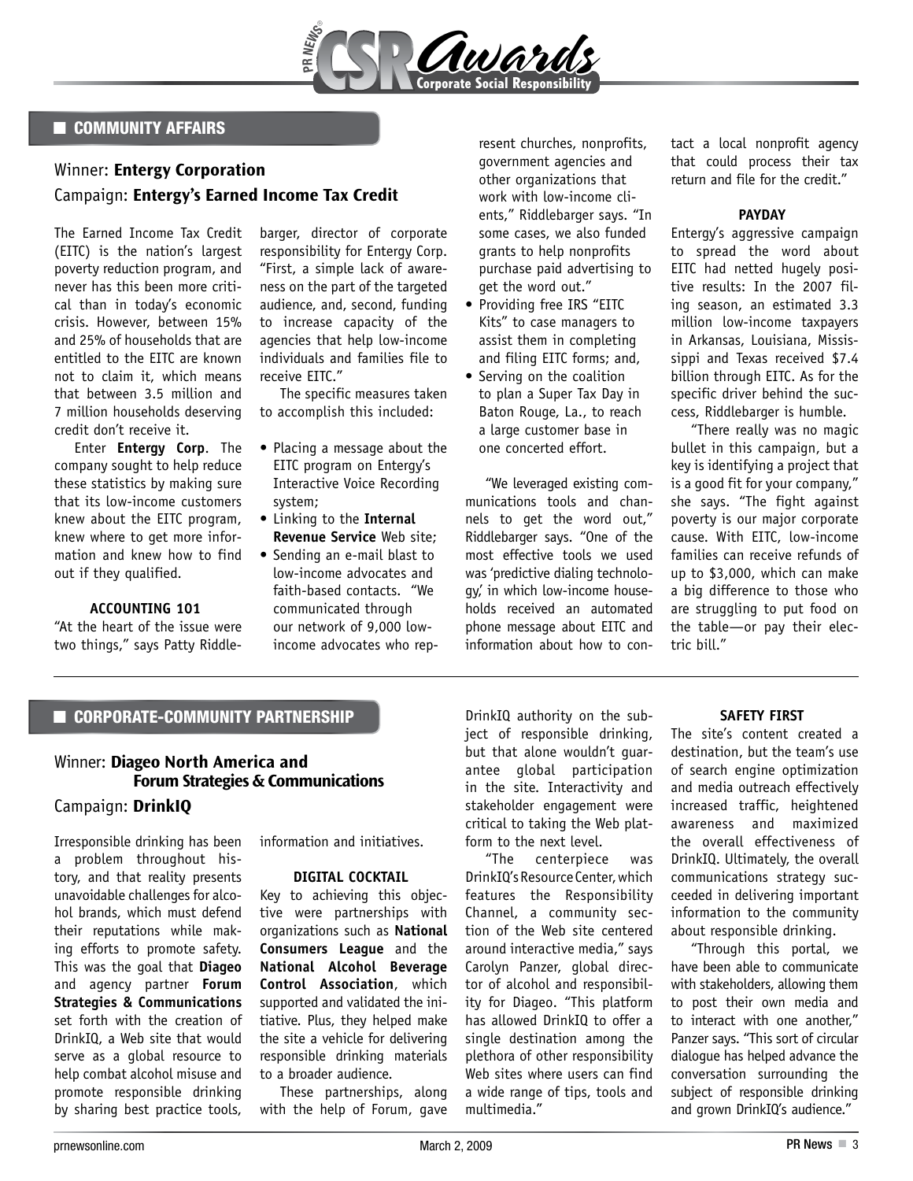## COMMUNITY AFFAIRS

### Winner: **Entergy Corporation**
### Campaign: **Entergy's Earned Income Tax Credit**

The Earned Income Tax Credit (EITC) is the nation's largest poverty reduction program, and never has this been more critical than in today's economic crisis. However, between 15% and 25% of households that are entitled to the EITC are known not to claim it, which means that between 3.5 million and 7 million households deserving credit don't receive it.

Enter **Entergy Corp**. The company sought to help reduce these statistics by making sure that its low-income customers knew about the EITC program, knew where to get more information and knew how to find out if they qualified.

**ACCOUNTING 101**

"At the heart of the issue were two things," says Patty Riddlebarger, director of corporate responsibility for Entergy Corp. "First, a simple lack of awareness on the part of the targeted audience, and, second, funding to increase capacity of the agencies that help low-income individuals and families file to receive EITC."

The specific measures taken to accomplish this included:

- Placing a message about the EITC program on Entergy's Interactive Voice Recording system;
- Linking to the **Internal Revenue Service** Web site;
- Sending an e-mail blast to low-income advocates and faith-based contacts. "We communicated through our network of 9,000 low-income advocates who represent churches, nonprofits, government agencies and other organizations that work with low-income clients," Riddlebarger says. "In some cases, we also funded grants to help nonprofits purchase paid advertising to get the word out."
- Providing free IRS "EITC Kits" to case managers to assist them in completing and filing EITC forms; and,
- Serving on the coalition to plan a Super Tax Day in Baton Rouge, La., to reach a large customer base in one concerted effort.

"We leveraged existing communications tools and channels to get the word out," Riddlebarger says. "One of the most effective tools we used was 'predictive dialing technology,' in which low-income households received an automated phone message about EITC and information about how to contact a local nonprofit agency that could process their tax return and file for the credit."

**PAYDAY**

Entergy's aggressive campaign to spread the word about EITC had netted hugely positive results: In the 2007 filing season, an estimated 3.3 million low-income taxpayers in Arkansas, Louisiana, Mississippi and Texas received $7.4 billion through EITC. As for the specific driver behind the success, Riddlebarger is humble.

"There really was no magic bullet in this campaign, but a key is identifying a project that is a good fit for your company," she says. "The fight against poverty is our major corporate cause. With EITC, low-income families can receive refunds of up to $3,000, which can make a big difference to those who are struggling to put food on the table—or pay their electric bill."

## CORPORATE-COMMUNITY PARTNERSHIP

### Winner: **Diageo North America and Forum Strategies & Communications**
### Campaign: **DrinkIQ**

Irresponsible drinking has been a problem throughout history, and that reality presents unavoidable challenges for alcohol brands, which must defend their reputations while making efforts to promote safety. This was the goal that **Diageo** and agency partner **Forum Strategies & Communications** set forth with the creation of DrinkIQ, a Web site that would serve as a global resource to help combat alcohol misuse and promote responsible drinking by sharing best practice tools, information and initiatives.

**DIGITAL COCKTAIL**

Key to achieving this objective were partnerships with organizations such as **National Consumers League** and the **National Alcohol Beverage Control Association**, which supported and validated the initiative. Plus, they helped make the site a vehicle for delivering responsible drinking materials to a broader audience.

These partnerships, along with the help of Forum, gave DrinkIQ authority on the subject of responsible drinking, but that alone wouldn't guarantee global participation in the site. Interactivity and stakeholder engagement were critical to taking the Web platform to the next level.

"The centerpiece was DrinkIQ's Resource Center, which features the Responsibility Channel, a community section of the Web site centered around interactive media," says Carolyn Panzer, global director of alcohol and responsibility for Diageo. "This platform has allowed DrinkIQ to offer a single destination among the plethora of other responsibility Web sites where users can find a wide range of tips, tools and multimedia."

**SAFETY FIRST**

The site's content created a destination, but the team's use of search engine optimization and media outreach effectively increased traffic, heightened awareness and maximized the overall effectiveness of DrinkIQ. Ultimately, the overall communications strategy succeeded in delivering important information to the community about responsible drinking.

"Through this portal, we have been able to communicate with stakeholders, allowing them to post their own media and to interact with one another," Panzer says. "This sort of circular dialogue has helped advance the conversation surrounding the subject of responsible drinking and grown DrinkIQ's audience."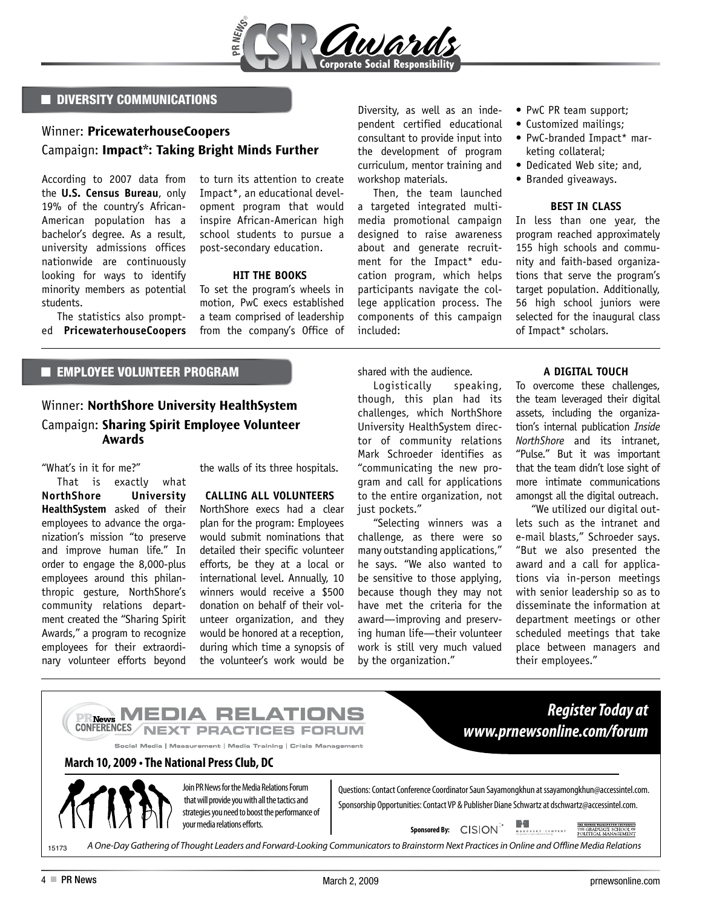# PR News CSR Awards — Corporate Social Responsibility

## DIVERSITY COMMUNICATIONS

### Winner: **PricewaterhouseCoopers**
### Campaign: **Impact*: Taking Bright Minds Further**

According to 2007 data from the **U.S. Census Bureau**, only 19% of the country's African-American population has a bachelor's degree. As a result, university admissions offices nationwide are continuously looking for ways to identify minority members as potential students.

The statistics also prompted **PricewaterhouseCoopers** to turn its attention to create Impact*, an educational development program that would inspire African-American high school students to pursue a post-secondary education.

#### HIT THE BOOKS

To set the program's wheels in motion, PwC execs established a team comprised of leadership from the company's Office of Diversity, as well as an independent certified educational consultant to provide input into the development of program curriculum, mentor training and workshop materials.

Then, the team launched a targeted integrated multimedia promotional campaign designed to raise awareness about and generate recruitment for the Impact* education program, which helps participants navigate the college application process. The components of this campaign included:

- PwC PR team support;
- Customized mailings;
- PwC-branded Impact* marketing collateral;
- Dedicated Web site; and,
- Branded giveaways.

#### BEST IN CLASS

In less than one year, the program reached approximately 155 high schools and community and faith-based organizations that serve the program's target population. Additionally, 56 high school juniors were selected for the inaugural class of Impact* scholars.

## EMPLOYEE VOLUNTEER PROGRAM

### Winner: **NorthShore University HealthSystem**
### Campaign: **Sharing Spirit Employee Volunteer Awards**

"What's in it for me?"

That is exactly what **NorthShore University HealthSystem** asked of their employees to advance the organization's mission "to preserve and improve human life." In order to engage the 8,000-plus employees around this philanthropic gesture, NorthShore's community relations department created the "Sharing Spirit Awards," a program to recognize employees for their extraordinary volunteer efforts beyond the walls of its three hospitals.

#### CALLING ALL VOLUNTEERS

NorthShore execs had a clear plan for the program: Employees would submit nominations that detailed their specific volunteer efforts, be they at a local or international level. Annually, 10 winners would receive a $500 donation on behalf of their volunteer organization, and they would be honored at a reception, during which time a synopsis of the volunteer's work would be shared with the audience.

Logistically speaking, though, this plan had its challenges, which NorthShore University HealthSystem director of community relations Mark Schroeder identifies as "communicating the new program and call for applications to the entire organization, not just pockets."

"Selecting winners was a challenge, as there were so many outstanding applications," he says. "We also wanted to be sensitive to those applying, because though they may not have met the criteria for the award—improving and preserving human life—their volunteer work is still very much valued by the organization."

#### A DIGITAL TOUCH

To overcome these challenges, the team leveraged their digital assets, including the organization's internal publication *Inside NorthShore* and its intranet, "Pulse." But it was important that the team didn't lose sight of more intimate communications amongst all the digital outreach.

"We utilized our digital outlets such as the intranet and e-mail blasts," Schroeder says. "But we also presented the award and a call for applications via in-person meetings with senior leadership so as to disseminate the information at department meetings or other scheduled meetings that take place between managers and their employees."

---

**PR News Conferences — MEDIA RELATIONS NEXT PRACTICES FORUM**

Social Media | Measurement | Media Training | Crisis Management

***Register Today at www.prnewsonline.com/forum***

**March 10, 2009 • The National Press Club, DC**

Join PR News for the Media Relations Forum that will provide you with all the tactics and strategies you need to boost the performance of your media relations efforts.

Questions: Contact Conference Coordinator Saun Sayamongkhun at ssayamongkhun@accessintel.com.
Sponsorship Opportunities: Contact VP & Publisher Diane Schwartz at dschwartz@accessintel.com.

**Sponsored By:** CISION | Markovsky Company | The George Washington University The Graduate School of Political Management

15173 *A One-Day Gathering of Thought Leaders and Forward-Looking Communicators to Brainstorm Next Practices in Online and Offline Media Relations*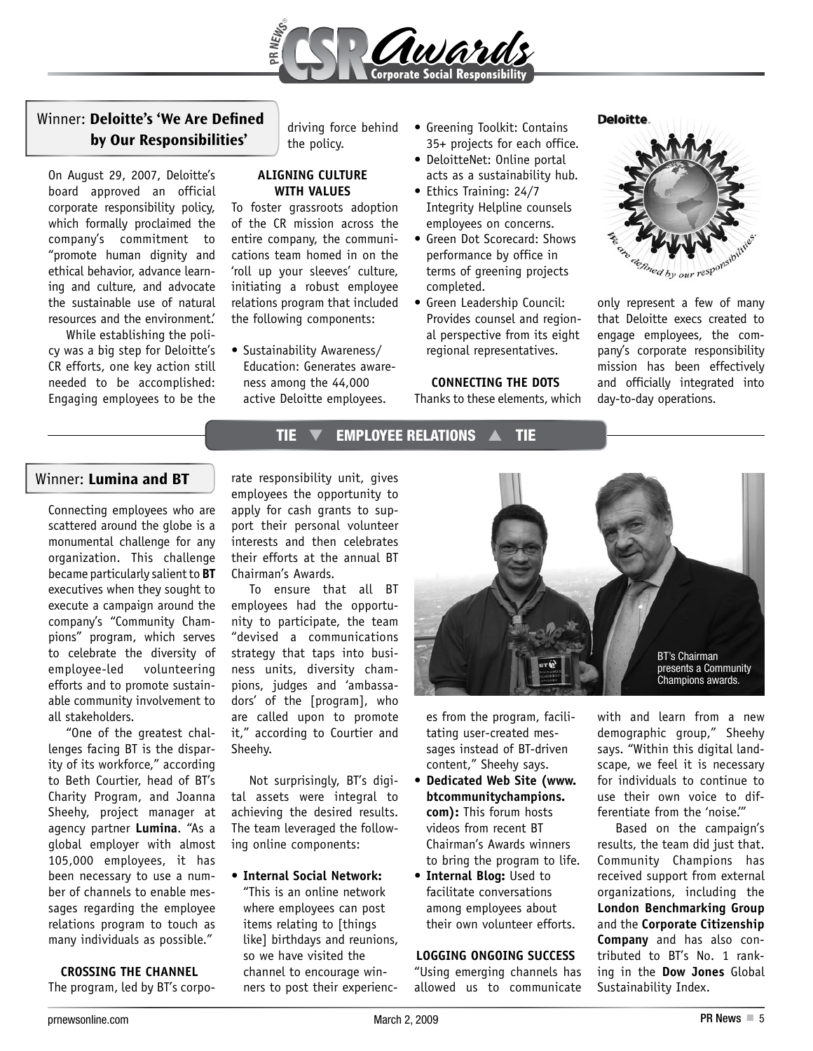## Winner: Deloitte's 'We Are Defined by Our Responsibilities'

On August 29, 2007, Deloitte's board approved an official corporate responsibility policy, which formally proclaimed the company's commitment to "promote human dignity and ethical behavior, advance learning and culture, and advocate the sustainable use of natural resources and the environment.'

While establishing the policy was a big step for Deloitte's CR efforts, one key action still needed to be accomplished: Engaging employees to be the driving force behind the policy.

### ALIGNING CULTURE WITH VALUES

To foster grassroots adoption of the CR mission across the entire company, the communications team homed in on the 'roll up your sleeves' culture, initiating a robust employee relations program that included the following components:

- Sustainability Awareness/ Education: Generates awareness among the 44,000 active Deloitte employees.
- Greening Toolkit: Contains 35+ projects for each office.
- DeloitteNet: Online portal acts as a sustainability hub.
- Ethics Training: 24/7 Integrity Helpline counsels employees on concerns.
- Green Dot Scorecard: Shows performance by office in terms of greening projects completed.
- Green Leadership Council: Provides counsel and regional perspective from its eight regional representatives.

### CONNECTING THE DOTS

Thanks to these elements, which only represent a few of many that Deloitte execs created to engage employees, the company's corporate responsibility mission has been effectively and officially integrated into day-to-day operations.

**TIE ▼ EMPLOYEE RELATIONS ▲ TIE**

## Winner: Lumina and BT

Connecting employees who are scattered around the globe is a monumental challenge for any organization. This challenge became particularly salient to **BT** executives when they sought to execute a campaign around the company's "Community Champions" program, which serves to celebrate the diversity of employee-led volunteering efforts and to promote sustainable community involvement to all stakeholders.

"One of the greatest challenges facing BT is the disparity of its workforce," according to Beth Courtier, head of BT's Charity Program, and Joanna Sheehy, project manager at agency partner **Lumina**. "As a global employer with almost 105,000 employees, it has been necessary to use a number of channels to enable messages regarding the employee relations program to touch as many individuals as possible."

### CROSSING THE CHANNEL

The program, led by BT's corporate responsibility unit, gives employees the opportunity to apply for cash grants to support their personal volunteer interests and then celebrates their efforts at the annual BT Chairman's Awards.

To ensure that all BT employees had the opportunity to participate, the team "devised a communications strategy that taps into business units, diversity champions, judges and 'ambassadors' of the [program], who are called upon to promote it," according to Courtier and Sheehy.

Not surprisingly, BT's digital assets were integral to achieving the desired results. The team leveraged the following online components:

- **Internal Social Network:** "This is an online network where employees can post items relating to [things like] birthdays and reunions, so we have visited the channel to encourage winners to post their experiences from the program, facilitating user-created messages instead of BT-driven content," Sheehy says.
- **Dedicated Web Site (www.btcommunitychampions.com):** This forum hosts videos from recent BT Chairman's Awards winners to bring the program to life.
- **Internal Blog:** Used to facilitate conversations among employees about their own volunteer efforts.

BT's Chairman presents a Community Champions awards.

### LOGGING ONGOING SUCCESS

"Using emerging channels has allowed us to communicate with and learn from a new demographic group," Sheehy says. "Within this digital landscape, we feel it is necessary for individuals to continue to use their own voice to differentiate from the 'noise.'"

Based on the campaign's results, the team did just that. Community Champions has received support from external organizations, including the **London Benchmarking Group** and the **Corporate Citizenship Company** and has also contributed to BT's No. 1 ranking in the **Dow Jones** Global Sustainability Index.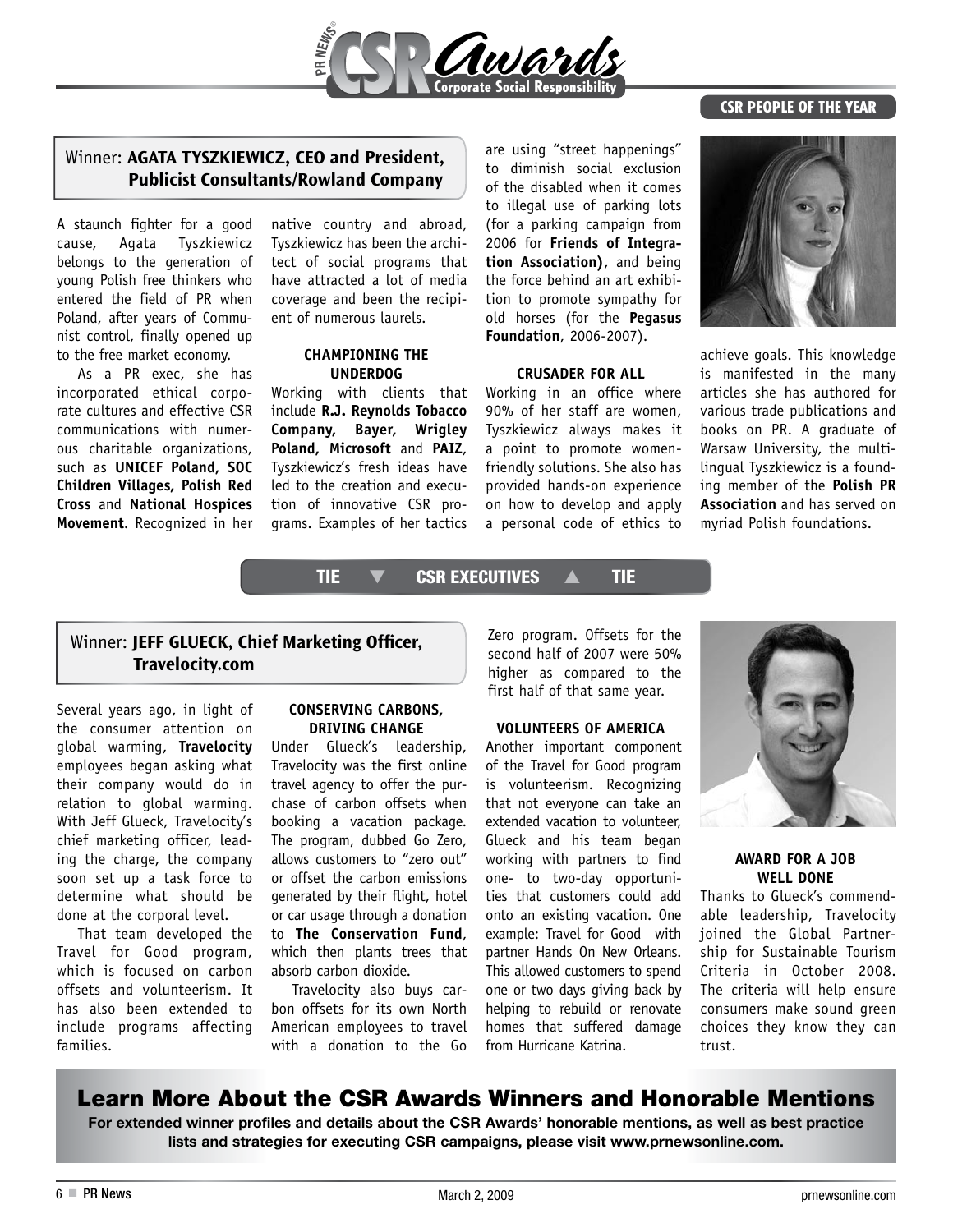## CSR PEOPLE OF THE YEAR

### Winner: **AGATA TYSZKIEWICZ, CEO and President, Publicist Consultants/Rowland Company**

A staunch fighter for a good cause, Agata Tyszkiewicz belongs to the generation of young Polish free thinkers who entered the field of PR when Poland, after years of Communist control, finally opened up to the free market economy.

As a PR exec, she has incorporated ethical corporate cultures and effective CSR communications with numerous charitable organizations, such as **UNICEF Poland, SOC Children Villages, Polish Red Cross** and **National Hospices Movement**. Recognized in her native country and abroad, Tyszkiewicz has been the architect of social programs that have attracted a lot of media coverage and been the recipient of numerous laurels.

#### CHAMPIONING THE UNDERDOG

Working with clients that include **R.J. Reynolds Tobacco Company, Bayer, Wrigley Poland, Microsoft** and **PAIZ**, Tyszkiewicz's fresh ideas have led to the creation and execution of innovative CSR programs. Examples of her tactics are using "street happenings" to diminish social exclusion of the disabled when it comes to illegal use of parking lots (for a parking campaign from 2006 for **Friends of Integration Association)**, and being the force behind an art exhibition to promote sympathy for old horses (for the **Pegasus Foundation**, 2006-2007).

#### CRUSADER FOR ALL

Working in an office where 90% of her staff are women, Tyszkiewicz always makes it a point to promote women-friendly solutions. She also has provided hands-on experience on how to develop and apply a personal code of ethics to achieve goals. This knowledge is manifested in the many articles she has authored for various trade publications and books on PR. A graduate of Warsaw University, the multilingual Tyszkiewicz is a founding member of the **Polish PR Association** and has served on myriad Polish foundations.

## TIE ▼ CSR EXECUTIVES ▲ TIE

### Winner: **JEFF GLUECK, Chief Marketing Officer, Travelocity.com**

Several years ago, in light of the consumer attention on global warming, **Travelocity** employees began asking what their company would do in relation to global warming. With Jeff Glueck, Travelocity's chief marketing officer, leading the charge, the company soon set up a task force to determine what should be done at the corporal level.

That team developed the Travel for Good program, which is focused on carbon offsets and volunteerism. It has also been extended to include programs affecting families.

#### CONSERVING CARBONS, DRIVING CHANGE

Under Glueck's leadership, Travelocity was the first online travel agency to offer the purchase of carbon offsets when booking a vacation package. The program, dubbed Go Zero, allows customers to "zero out" or offset the carbon emissions generated by their flight, hotel or car usage through a donation to **The Conservation Fund**, which then plants trees that absorb carbon dioxide.

Travelocity also buys carbon offsets for its own North American employees to travel with a donation to the Go Zero program. Offsets for the second half of 2007 were 50% higher as compared to the first half of that same year.

#### VOLUNTEERS OF AMERICA

Another important component of the Travel for Good program is volunteerism. Recognizing that not everyone can take an extended vacation to volunteer, Glueck and his team began working with partners to find one- to two-day opportunities that customers could add onto an existing vacation. One example: Travel for Good with partner Hands On New Orleans. This allowed customers to spend one or two days giving back by helping to rebuild or renovate homes that suffered damage from Hurricane Katrina.

#### AWARD FOR A JOB WELL DONE

Thanks to Glueck's commendable leadership, Travelocity joined the Global Partnership for Sustainable Tourism Criteria in October 2008. The criteria will help ensure consumers make sound green choices they know they can trust.

## Learn More About the CSR Awards Winners and Honorable Mentions

**For extended winner profiles and details about the CSR Awards' honorable mentions, as well as best practice lists and strategies for executing CSR campaigns, please visit www.prnewsonline.com.**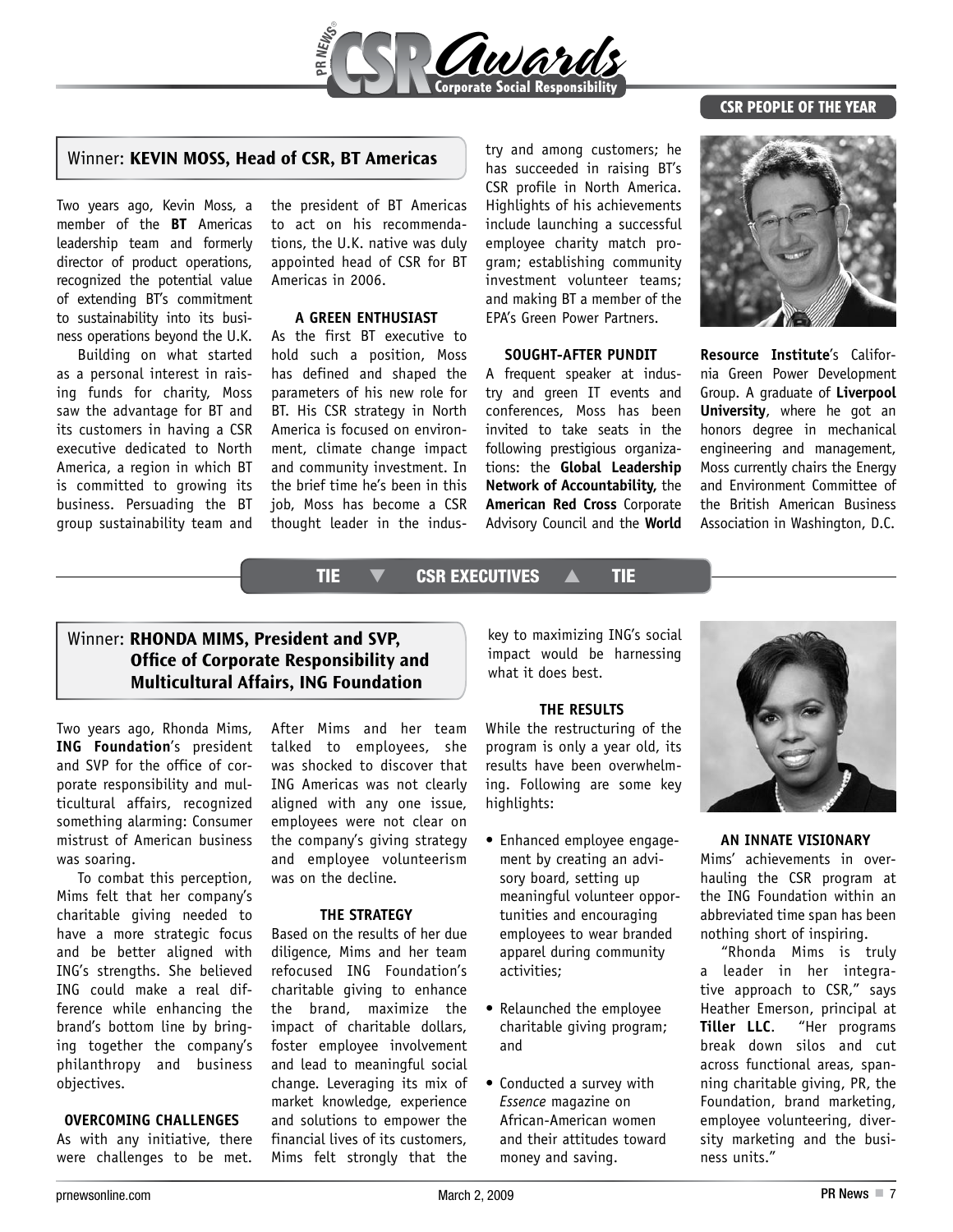# PR News CSR Awards — Corporate Social Responsibility

**CSR PEOPLE OF THE YEAR**

## Winner: KEVIN MOSS, Head of CSR, BT Americas

Two years ago, Kevin Moss, a member of the **BT** Americas leadership team and formerly director of product operations, recognized the potential value of extending BT's commitment to sustainability into its business operations beyond the U.K.

Building on what started as a personal interest in raising funds for charity, Moss saw the advantage for BT and its customers in having a CSR executive dedicated to North America, a region in which BT is committed to growing its business. Persuading the BT group sustainability team and the president of BT Americas to act on his recommendations, the U.K. native was duly appointed head of CSR for BT Americas in 2006.

### A GREEN ENTHUSIAST

As the first BT executive to hold such a position, Moss has defined and shaped the parameters of his new role for BT. His CSR strategy in North America is focused on environment, climate change impact and community investment. In the brief time he's been in this job, Moss has become a CSR thought leader in the industry and among customers; he has succeeded in raising BT's CSR profile in North America. Highlights of his achievements include launching a successful employee charity match program; establishing community investment volunteer teams; and making BT a member of the EPA's Green Power Partners.

### SOUGHT-AFTER PUNDIT

A frequent speaker at industry and green IT events and conferences, Moss has been invited to take seats in the following prestigious organizations: the **Global Leadership Network of Accountability,** the **American Red Cross** Corporate Advisory Council and the **World Resource Institute**'s California Green Power Development Group. A graduate of **Liverpool University**, where he got an honors degree in mechanical engineering and management, Moss currently chairs the Energy and Environment Committee of the British American Business Association in Washington, D.C.

**TIE ▼ CSR EXECUTIVES ▲ TIE**

## Winner: RHONDA MIMS, President and SVP, Office of Corporate Responsibility and Multicultural Affairs, ING Foundation

Two years ago, Rhonda Mims, **ING Foundation**'s president and SVP for the office of corporate responsibility and multicultural affairs, recognized something alarming: Consumer mistrust of American business was soaring.

To combat this perception, Mims felt that her company's charitable giving needed to have a more strategic focus and be better aligned with ING's strengths. She believed ING could make a real difference while enhancing the brand's bottom line by bringing together the company's philanthropy and business objectives.

### OVERCOMING CHALLENGES

As with any initiative, there were challenges to be met. After Mims and her team talked to employees, she was shocked to discover that ING Americas was not clearly aligned with any one issue, employees were not clear on the company's giving strategy and employee volunteerism was on the decline.

### THE STRATEGY

Based on the results of her due diligence, Mims and her team refocused ING Foundation's charitable giving to enhance the brand, maximize the impact of charitable dollars, foster employee involvement and lead to meaningful social change. Leveraging its mix of market knowledge, experience and solutions to empower the financial lives of its customers, Mims felt strongly that the key to maximizing ING's social impact would be harnessing what it does best.

### THE RESULTS

While the restructuring of the program is only a year old, its results have been overwhelming. Following are some key highlights:

- Enhanced employee engagement by creating an advisory board, setting up meaningful volunteer opportunities and encouraging employees to wear branded apparel during community activities;
- Relaunched the employee charitable giving program; and
- Conducted a survey with *Essence* magazine on African-American women and their attitudes toward money and saving.

### AN INNATE VISIONARY

Mims' achievements in overhauling the CSR program at the ING Foundation within an abbreviated time span has been nothing short of inspiring.

"Rhonda Mims is truly a leader in her integrative approach to CSR," says Heather Emerson, principal at **Tiller LLC**. "Her programs break down silos and cut across functional areas, spanning charitable giving, PR, the Foundation, brand marketing, employee volunteering, diversity marketing and the business units."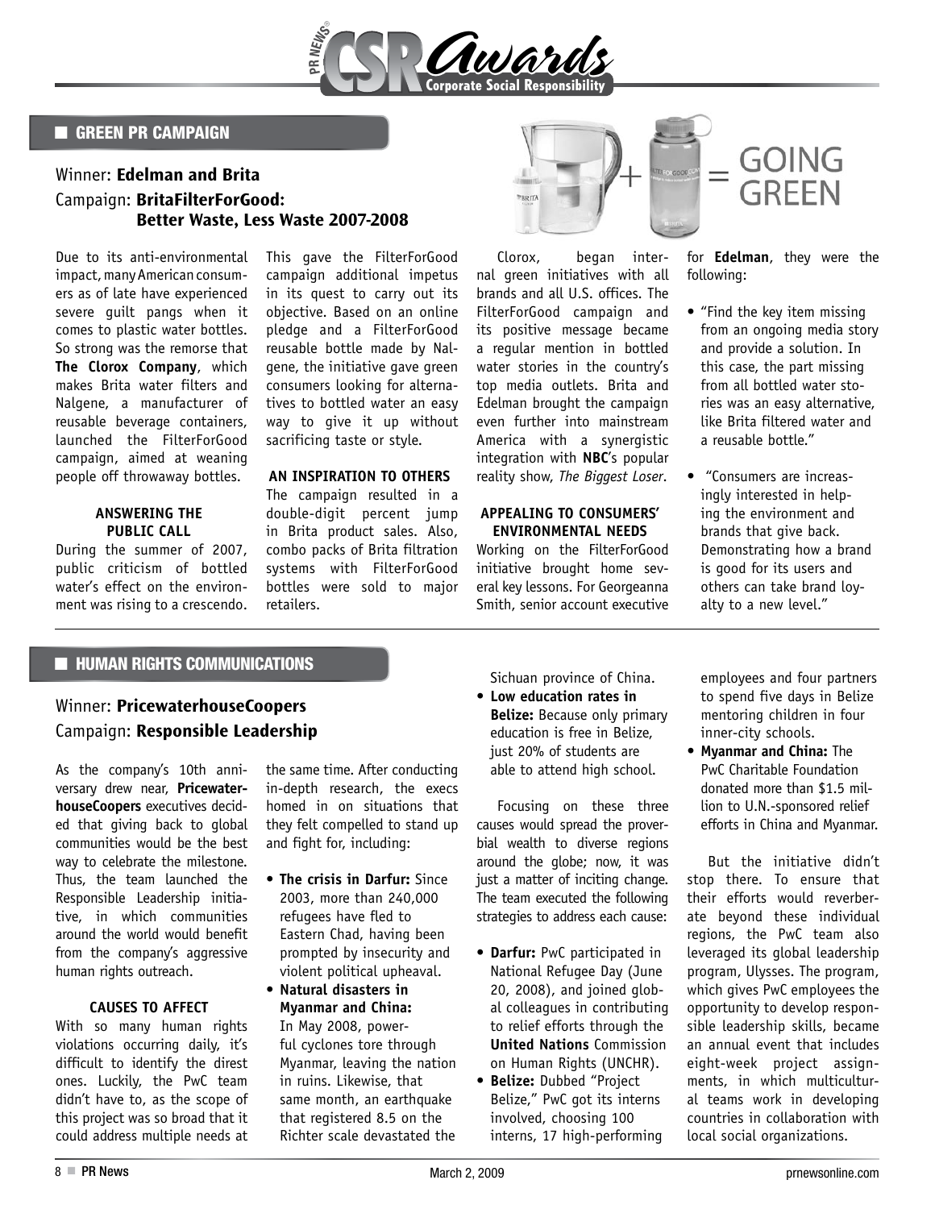## GREEN PR CAMPAIGN

### Winner: **Edelman and Brita**
### Campaign: **BritaFilterForGood: Better Waste, Less Waste 2007-2008**

Due to its anti-environmental impact, many American consumers as of late have experienced severe guilt pangs when it comes to plastic water bottles. So strong was the remorse that **The Clorox Company**, which makes Brita water filters and Nalgene, a manufacturer of reusable beverage containers, launched the FilterForGood campaign, aimed at weaning people off throwaway bottles.

#### ANSWERING THE PUBLIC CALL

During the summer of 2007, public criticism of bottled water's effect on the environment was rising to a crescendo. This gave the FilterForGood campaign additional impetus in its quest to carry out its objective. Based on an online pledge and a FilterForGood reusable bottle made by Nalgene, the initiative gave green consumers looking for alternatives to bottled water an easy way to give it up without sacrificing taste or style.

#### AN INSPIRATION TO OTHERS

The campaign resulted in a double-digit percent jump in Brita product sales. Also, combo packs of Brita filtration systems with FilterForGood bottles were sold to major retailers.

Clorox, began internal green initiatives with all brands and all U.S. offices. The FilterForGood campaign and its positive message became a regular mention in bottled water stories in the country's top media outlets. Brita and Edelman brought the campaign even further into mainstream America with a synergistic integration with **NBC**'s popular reality show, *The Biggest Loser*.

#### APPEALING TO CONSUMERS' ENVIRONMENTAL NEEDS

Working on the FilterForGood initiative brought home several key lessons. For Georgeanna Smith, senior account executive for **Edelman**, they were the following:

- "Find the key item missing from an ongoing media story and provide a solution. In this case, the part missing from all bottled water stories was an easy alternative, like Brita filtered water and a reusable bottle."
- "Consumers are increasingly interested in helping the environment and brands that give back. Demonstrating how a brand is good for its users and others can take brand loyalty to a new level."

## HUMAN RIGHTS COMMUNICATIONS

### Winner: **PricewaterhouseCoopers**
### Campaign: **Responsible Leadership**

As the company's 10th anniversary drew near, **PricewaterhouseCoopers** executives decided that giving back to global communities would be the best way to celebrate the milestone. Thus, the team launched the Responsible Leadership initiative, in which communities around the world would benefit from the company's aggressive human rights outreach.

#### CAUSES TO AFFECT

With so many human rights violations occurring daily, it's difficult to identify the direst ones. Luckily, the PwC team didn't have to, as the scope of this project was so broad that it could address multiple needs at the same time. After conducting in-depth research, the execs homed in on situations that they felt compelled to stand up and fight for, including:

- **The crisis in Darfur:** Since 2003, more than 240,000 refugees have fled to Eastern Chad, having been prompted by insecurity and violent political upheaval.
- **Natural disasters in Myanmar and China:** In May 2008, powerful cyclones tore through Myanmar, leaving the nation in ruins. Likewise, that same month, an earthquake that registered 8.5 on the Richter scale devastated the Sichuan province of China.
- **Low education rates in Belize:** Because only primary education is free in Belize, just 20% of students are able to attend high school.

Focusing on these three causes would spread the proverbial wealth to diverse regions around the globe; now, it was just a matter of inciting change. The team executed the following strategies to address each cause:

- **Darfur:** PwC participated in National Refugee Day (June 20, 2008), and joined global colleagues in contributing to relief efforts through the **United Nations** Commission on Human Rights (UNCHR).
- **Belize:** Dubbed "Project Belize," PwC got its interns involved, choosing 100 interns, 17 high-performing employees and four partners to spend five days in Belize mentoring children in four inner-city schools.
- **Myanmar and China:** The PwC Charitable Foundation donated more than $1.5 million to U.N.-sponsored relief efforts in China and Myanmar.

But the initiative didn't stop there. To ensure that their efforts would reverberate beyond these individual regions, the PwC team also leveraged its global leadership program, Ulysses. The program, which gives PwC employees the opportunity to develop responsible leadership skills, became an annual event that includes eight-week project assignments, in which multicultural teams work in developing countries in collaboration with local social organizations.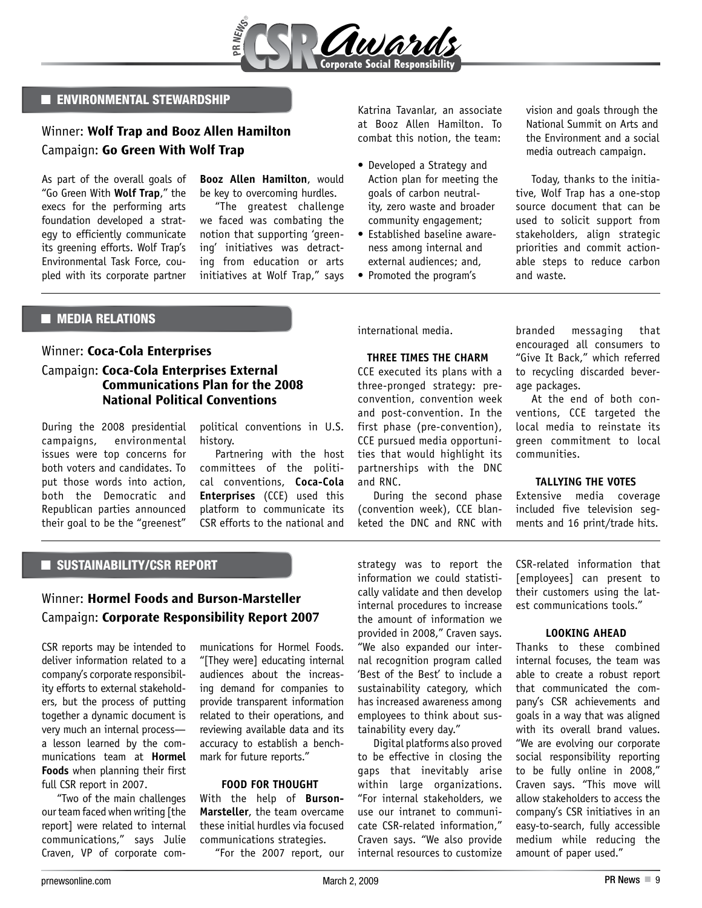# PR NEWS CSR Awards — Corporate Social Responsibility

## ENVIRONMENTAL STEWARDSHIP

### Winner: **Wolf Trap and Booz Allen Hamilton**
### Campaign: **Go Green With Wolf Trap**

As part of the overall goals of "Go Green With **Wolf Trap**," the execs for the performing arts foundation developed a strategy to efficiently communicate its greening efforts. Wolf Trap's Environmental Task Force, coupled with its corporate partner **Booz Allen Hamilton**, would be key to overcoming hurdles.

"The greatest challenge we faced was combating the notion that supporting 'greening' initiatives was detracting from education or arts initiatives at Wolf Trap," says Katrina Tavanlar, an associate at Booz Allen Hamilton. To combat this notion, the team:

- Developed a Strategy and Action plan for meeting the goals of carbon neutrality, zero waste and broader community engagement;
- Established baseline awareness among internal and external audiences; and,
- Promoted the program's vision and goals through the National Summit on Arts and the Environment and a social media outreach campaign.

Today, thanks to the initiative, Wolf Trap has a one-stop source document that can be used to solicit support from stakeholders, align strategic priorities and commit actionable steps to reduce carbon and waste.

## MEDIA RELATIONS

### Winner: **Coca-Cola Enterprises**
### Campaign: **Coca-Cola Enterprises External Communications Plan for the 2008 National Political Conventions**

During the 2008 presidential campaigns, environmental issues were top concerns for both voters and candidates. To put those words into action, both the Democratic and Republican parties announced their goal to be the "greenest" political conventions in U.S. history.

Partnering with the host committees of the political conventions, **Coca-Cola Enterprises** (CCE) used this platform to communicate its CSR efforts to the national and international media.

**THREE TIMES THE CHARM**

CCE executed its plans with a three-pronged strategy: pre-convention, convention week and post-convention. In the first phase (pre-convention), CCE pursued media opportunities that would highlight its partnerships with the DNC and RNC.

During the second phase (convention week), CCE blanketed the DNC and RNC with branded messaging that encouraged all consumers to "Give It Back," which referred to recycling discarded beverage packages.

At the end of both conventions, CCE targeted the local media to reinstate its green commitment to local communities.

**TALLYING THE VOTES**

Extensive media coverage included five television segments and 16 print/trade hits.

## SUSTAINABILITY/CSR REPORT

### Winner: **Hormel Foods and Burson-Marsteller**
### Campaign: **Corporate Responsibility Report 2007**

CSR reports may be intended to deliver information related to a company's corporate responsibility efforts to external stakeholders, but the process of putting together a dynamic document is very much an internal process—a lesson learned by the communications team at **Hormel Foods** when planning their first full CSR report in 2007.

"Two of the main challenges our team faced when writing [the report] were related to internal communications," says Julie Craven, VP of corporate communications for Hormel Foods. "[They were] educating internal audiences about the increasing demand for companies to provide transparent information related to their operations, and reviewing available data and its accuracy to establish a benchmark for future reports."

**FOOD FOR THOUGHT**

With the help of **Burson-Marsteller**, the team overcame these initial hurdles via focused communications strategies.

"For the 2007 report, our strategy was to report the information we could statistically validate and then develop internal procedures to increase the amount of information we provided in 2008," Craven says. "We also expanded our internal recognition program called 'Best of the Best' to include a sustainability category, which has increased awareness among employees to think about sustainability every day."

Digital platforms also proved to be effective in closing the gaps that inevitably arise within large organizations. "For internal stakeholders, we use our intranet to communicate CSR-related information," Craven says. "We also provide internal resources to customize CSR-related information that [employees] can present to their customers using the latest communications tools."

**LOOKING AHEAD**

Thanks to these combined internal focuses, the team was able to create a robust report that communicated the company's CSR achievements and goals in a way that was aligned with its overall brand values. "We are evolving our corporate social responsibility reporting to be fully online in 2008," Craven says. "This move will allow stakeholders to access the company's CSR initiatives in an easy-to-search, fully accessible medium while reducing the amount of paper used."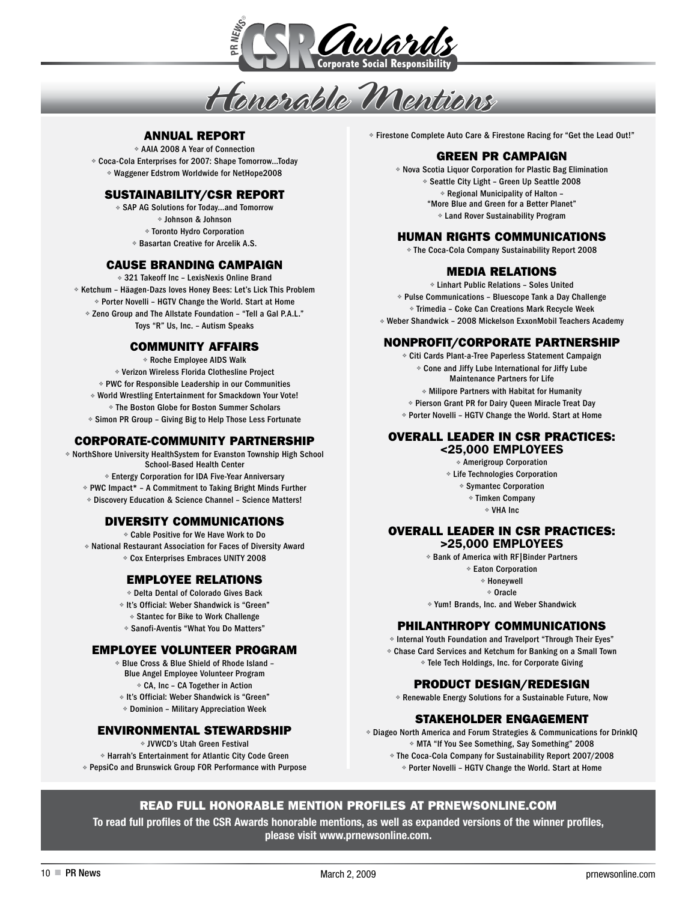# PR News CSR Awards — Corporate Social Responsibility

## Honorable Mentions

### ANNUAL REPORT

- AAIA 2008 A Year of Connection
- Coca-Cola Enterprises for 2007: Shape Tomorrow...Today
- Waggener Edstrom Worldwide for NetHope2008

### SUSTAINABILITY/CSR REPORT

- SAP AG Solutions for Today...and Tomorrow
- Johnson & Johnson
- Toronto Hydro Corporation
- Basartan Creative for Arcelik A.S.

### CAUSE BRANDING CAMPAIGN

- 321 Takeoff Inc – LexisNexis Online Brand
- Ketchum – Häagen-Dazs loves Honey Bees: Let's Lick This Problem
- Porter Novelli – HGTV Change the World. Start at Home
- Zeno Group and The Allstate Foundation – "Tell a Gal P.A.L."
- Toys "R" Us, Inc. – Autism Speaks

### COMMUNITY AFFAIRS

- Roche Employee AIDS Walk
- Verizon Wireless Florida Clothesline Project
- PWC for Responsible Leadership in our Communities
- World Wrestling Entertainment for Smackdown Your Vote!
- The Boston Globe for Boston Summer Scholars
- Simon PR Group – Giving Big to Help Those Less Fortunate

### CORPORATE-COMMUNITY PARTNERSHIP

- NorthShore University HealthSystem for Evanston Township High School School-Based Health Center
- Entergy Corporation for IDA Five-Year Anniversary
- PWC Impact* – A Commitment to Taking Bright Minds Further
- Discovery Education & Science Channel – Science Matters!

### DIVERSITY COMMUNICATIONS

- Cable Positive for We Have Work to Do
- National Restaurant Association for Faces of Diversity Award
- Cox Enterprises Embraces UNITY 2008

### EMPLOYEE RELATIONS

- Delta Dental of Colorado Gives Back
- It's Official: Weber Shandwick is "Green"
- Stantec for Bike to Work Challenge
- Sanofi-Aventis "What You Do Matters"

### EMPLOYEE VOLUNTEER PROGRAM

- Blue Cross & Blue Shield of Rhode Island – Blue Angel Employee Volunteer Program
- CA, Inc – CA Together in Action
- It's Official: Weber Shandwick is "Green"
- Dominion – Military Appreciation Week

### ENVIRONMENTAL STEWARDSHIP

- JVWCD's Utah Green Festival
- Harrah's Entertainment for Atlantic City Code Green
- PepsiCo and Brunswick Group FOR Performance with Purpose
- Firestone Complete Auto Care & Firestone Racing for "Get the Lead Out!"

### GREEN PR CAMPAIGN

- Nova Scotia Liquor Corporation for Plastic Bag Elimination
- Seattle City Light – Green Up Seattle 2008
- Regional Municipality of Halton – "More Blue and Green for a Better Planet"
- Land Rover Sustainability Program

### HUMAN RIGHTS COMMUNICATIONS

- The Coca-Cola Company Sustainability Report 2008

### MEDIA RELATIONS

- Linhart Public Relations – Soles United
- Pulse Communications – Bluescope Tank a Day Challenge
- Trimedia – Coke Can Creations Mark Recycle Week
- Weber Shandwick – 2008 Mickelson ExxonMobil Teachers Academy

### NONPROFIT/CORPORATE PARTNERSHIP

- Citi Cards Plant-a-Tree Paperless Statement Campaign
- Cone and Jiffy Lube International for Jiffy Lube Maintenance Partners for Life
- Milipore Partners with Habitat for Humanity
- Pierson Grant PR for Dairy Queen Miracle Treat Day
- Porter Novelli – HGTV Change the World. Start at Home

### OVERALL LEADER IN CSR PRACTICES: <25,000 EMPLOYEES

- Amerigroup Corporation
- Life Technologies Corporation
- Symantec Corporation
- Timken Company
- VHA Inc

### OVERALL LEADER IN CSR PRACTICES: >25,000 EMPLOYEES

- Bank of America with RF|Binder Partners
- Eaton Corporation
- Honeywell
- Oracle
- Yum! Brands, Inc. and Weber Shandwick

### PHILANTHROPY COMMUNICATIONS

- Internal Youth Foundation and Travelport "Through Their Eyes"
- Chase Card Services and Ketchum for Banking on a Small Town
- Tele Tech Holdings, Inc. for Corporate Giving

### PRODUCT DESIGN/REDESIGN

- Renewable Energy Solutions for a Sustainable Future, Now

### STAKEHOLDER ENGAGEMENT

- Diageo North America and Forum Strategies & Communications for DrinkIQ
- MTA "If You See Something, Say Something" 2008
- The Coca-Cola Company for Sustainability Report 2007/2008
- Porter Novelli – HGTV Change the World. Start at Home

### READ FULL HONORABLE MENTION PROFILES AT PRNEWSONLINE.COM

**To read full profiles of the CSR Awards honorable mentions, as well as expanded versions of the winner profiles, please visit www.prnewsonline.com.**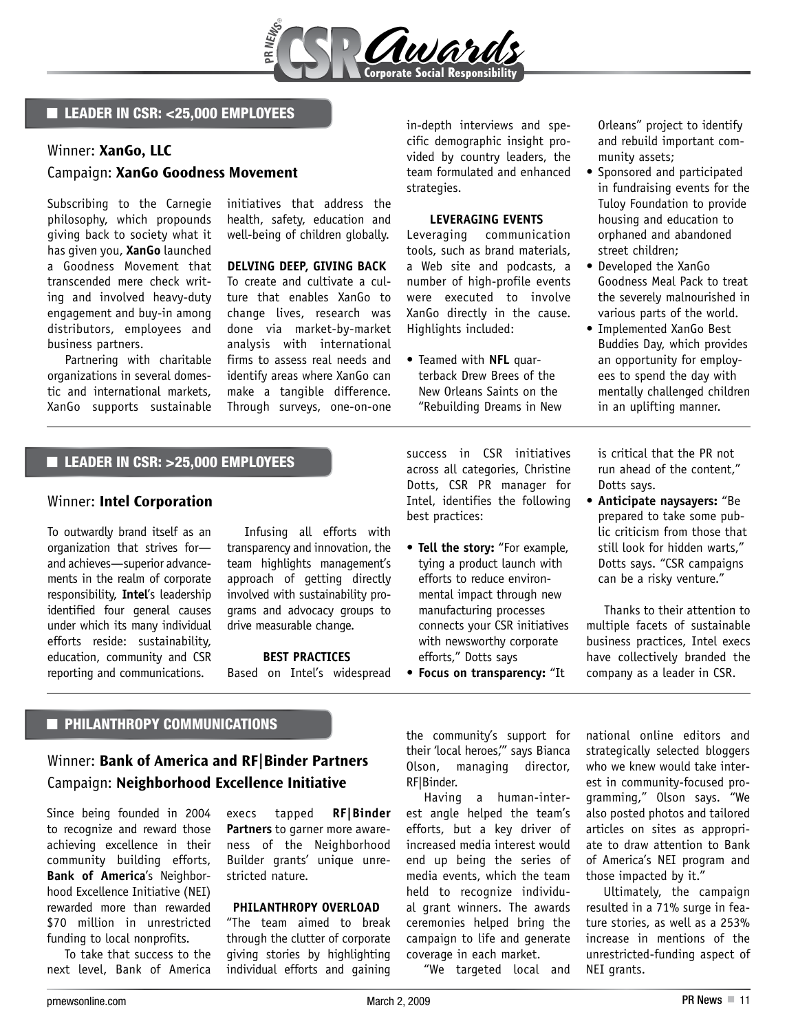# CSR Awards — Corporate Social Responsibility

## LEADER IN CSR: <25,000 EMPLOYEES

### Winner: **XanGo, LLC**

### Campaign: **XanGo Goodness Movement**

Subscribing to the Carnegie philosophy, which propounds giving back to society what it has given you, **XanGo** launched a Goodness Movement that transcended mere check writing and involved heavy-duty engagement and buy-in among distributors, employees and business partners.

Partnering with charitable organizations in several domestic and international markets, XanGo supports sustainable initiatives that address the health, safety, education and well-being of children globally.

**DELVING DEEP, GIVING BACK**

To create and cultivate a culture that enables XanGo to change lives, research was done via market-by-market analysis with international firms to assess real needs and identify areas where XanGo can make a tangible difference. Through surveys, one-on-one in-depth interviews and specific demographic insight provided by country leaders, the team formulated and enhanced strategies.

**LEVERAGING EVENTS**

Leveraging communication tools, such as brand materials, a Web site and podcasts, a number of high-profile events were executed to involve XanGo directly in the cause. Highlights included:

- Teamed with **NFL** quarterback Drew Brees of the New Orleans Saints on the "Rebuilding Dreams in New Orleans" project to identify and rebuild important community assets;
- Sponsored and participated in fundraising events for the Tuloy Foundation to provide housing and education to orphaned and abandoned street children;
- Developed the XanGo Goodness Meal Pack to treat the severely malnourished in various parts of the world.
- Implemented XanGo Best Buddies Day, which provides an opportunity for employees to spend the day with mentally challenged children in an uplifting manner.

## LEADER IN CSR: >25,000 EMPLOYEES

### Winner: **Intel Corporation**

To outwardly brand itself as an organization that strives for—and achieves—superior advancements in the realm of corporate responsibility, **Intel**'s leadership identified four general causes under which its many individual efforts reside: sustainability, education, community and CSR reporting and communications.

Infusing all efforts with transparency and innovation, the team highlights management's approach of getting directly involved with sustainability programs and advocacy groups to drive measurable change.

**BEST PRACTICES**

Based on Intel's widespread success in CSR initiatives across all categories, Christine Dotts, CSR PR manager for Intel, identifies the following best practices:

- **Tell the story:** "For example, tying a product launch with efforts to reduce environmental impact through new manufacturing processes connects your CSR initiatives with newsworthy corporate efforts," Dotts says
- **Focus on transparency:** "It is critical that the PR not run ahead of the content," Dotts says.
- **Anticipate naysayers:** "Be prepared to take some public criticism from those that still look for hidden warts," Dotts says. "CSR campaigns can be a risky venture."

Thanks to their attention to multiple facets of sustainable business practices, Intel execs have collectively branded the company as a leader in CSR.

## PHILANTHROPY COMMUNICATIONS

### Winner: **Bank of America and RF|Binder Partners**

### Campaign: **Neighborhood Excellence Initiative**

Since being founded in 2004 to recognize and reward those achieving excellence in their community building efforts, **Bank of America**'s Neighborhood Excellence Initiative (NEI) rewarded more than rewarded $70 million in unrestricted funding to local nonprofits.

To take that success to the next level, Bank of America execs tapped **RF|Binder Partners** to garner more awareness of the Neighborhood Builder grants' unique unrestricted nature.

**PHILANTHROPY OVERLOAD**

"The team aimed to break through the clutter of corporate giving stories by highlighting individual efforts and gaining the community's support for their 'local heroes,'" says Bianca Olson, managing director, RF|Binder.

Having a human-interest angle helped the team's efforts, but a key driver of increased media interest would end up being the series of media events, which the team held to recognize individual grant winners. The awards ceremonies helped bring the campaign to life and generate coverage in each market.

"We targeted local and national online editors and strategically selected bloggers who we knew would take interest in community-focused programming," Olson says. "We also posted photos and tailored articles on sites as appropriate to draw attention to Bank of America's NEI program and those impacted by it."

Ultimately, the campaign resulted in a 71% surge in feature stories, as well as a 253% increase in mentions of the unrestricted-funding aspect of NEI grants.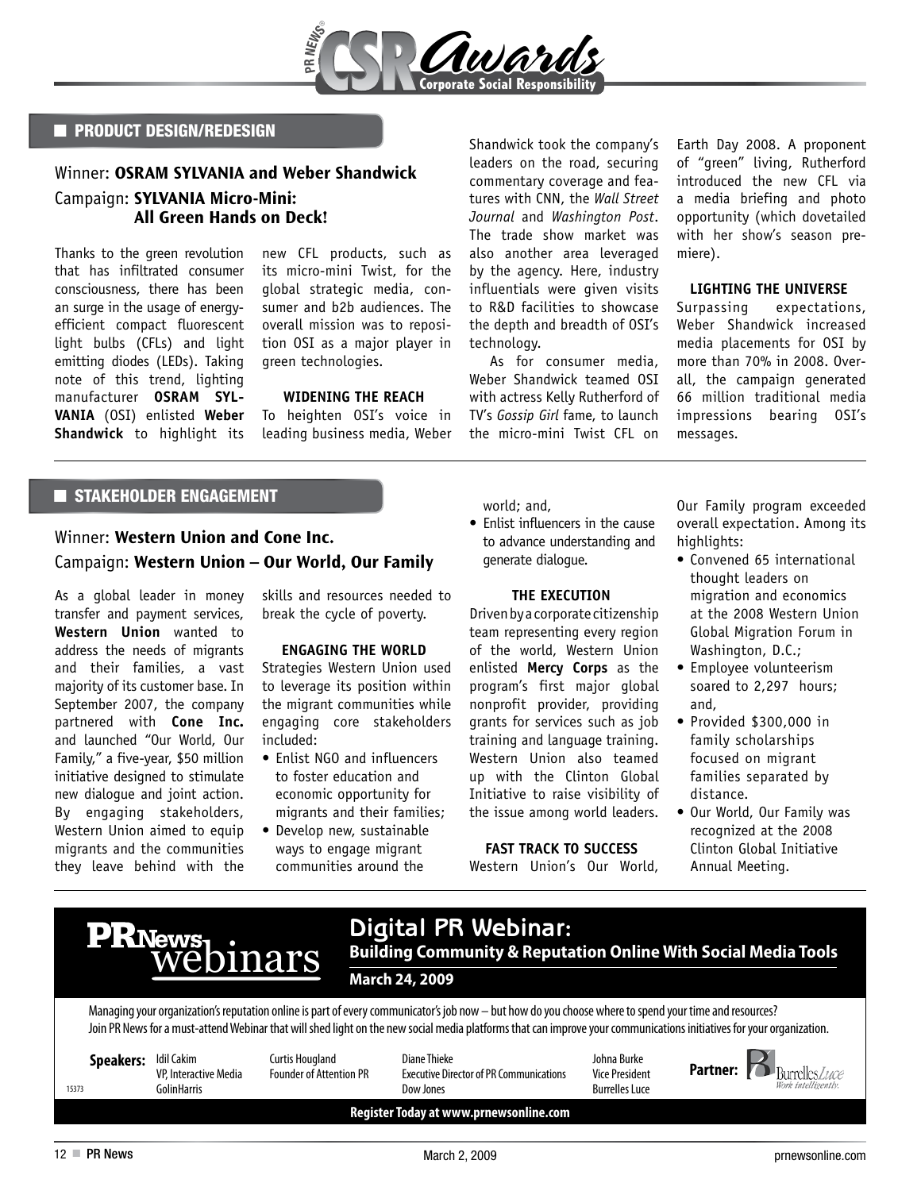PR NEWS® CSR Awards Corporate Social Responsibility

## PRODUCT DESIGN/REDESIGN

### Winner: **OSRAM SYLVANIA and Weber Shandwick**
### Campaign: **SYLVANIA Micro-Mini: All Green Hands on Deck!**

Thanks to the green revolution that has infiltrated consumer consciousness, there has been an surge in the usage of energy-efficient compact fluorescent light bulbs (CFLs) and light emitting diodes (LEDs). Taking note of this trend, lighting manufacturer **OSRAM SYLVANIA** (OSI) enlisted **Weber Shandwick** to highlight its new CFL products, such as its micro-mini Twist, for the global strategic media, consumer and b2b audiences. The overall mission was to reposition OSI as a major player in green technologies.

**WIDENING THE REACH**

To heighten OSI's voice in leading business media, Weber Shandwick took the company's leaders on the road, securing commentary coverage and features with CNN, the *Wall Street Journal* and *Washington Post*. The trade show market was also another area leveraged by the agency. Here, industry influentials were given visits to R&D facilities to showcase the depth and breadth of OSI's technology.

As for consumer media, Weber Shandwick teamed OSI with actress Kelly Rutherford of TV's *Gossip Girl* fame, to launch the micro-mini Twist CFL on Earth Day 2008. A proponent of "green" living, Rutherford introduced the new CFL via a media briefing and photo opportunity (which dovetailed with her show's season premiere).

**LIGHTING THE UNIVERSE**

Surpassing expectations, Weber Shandwick increased media placements for OSI by more than 70% in 2008. Overall, the campaign generated 66 million traditional media impressions bearing OSI's messages.

## STAKEHOLDER ENGAGEMENT

### Winner: **Western Union and Cone Inc.**
### Campaign: **Western Union – Our World, Our Family**

As a global leader in money transfer and payment services, **Western Union** wanted to address the needs of migrants and their families, a vast majority of its customer base. In September 2007, the company partnered with **Cone Inc.** and launched "Our World, Our Family," a five-year, $50 million initiative designed to stimulate new dialogue and joint action. By engaging stakeholders, Western Union aimed to equip migrants and the communities they leave behind with the skills and resources needed to break the cycle of poverty.

**ENGAGING THE WORLD**

Strategies Western Union used to leverage its position within the migrant communities while engaging core stakeholders included:

- Enlist NGO and influencers to foster education and economic opportunity for migrants and their families;
- Develop new, sustainable ways to engage migrant communities around the world; and,
- Enlist influencers in the cause to advance understanding and generate dialogue.

**THE EXECUTION**

Driven by a corporate citizenship team representing every region of the world, Western Union enlisted **Mercy Corps** as the program's first major global nonprofit provider, providing grants for services such as job training and language training. Western Union also teamed up with the Clinton Global Initiative to raise visibility of the issue among world leaders.

**FAST TRACK TO SUCCESS**

Western Union's Our World, Our Family program exceeded overall expectation. Among its highlights:

- Convened 65 international thought leaders on migration and economics at the 2008 Western Union Global Migration Forum in Washington, D.C.;
- Employee volunteerism soared to 2,297 hours; and,
- Provided $300,000 in family scholarships focused on migrant families separated by distance.
- Our World, Our Family was recognized at the 2008 Clinton Global Initiative Annual Meeting.

---

**PRNews webinars**

## Digital PR Webinar:
**Building Community & Reputation Online With Social Media Tools**

**March 24, 2009**

Managing your organization's reputation online is part of every communicator's job now – but how do you choose where to spend your time and resources? Join PR News for a must-attend Webinar that will shed light on the new social media platforms that can improve your communications initiatives for your organization.

**Speakers:**
Idil Cakim, VP, Interactive Media, GolinHarris
Curtis Hougland, Founder of Attention PR
Diane Thieke, Executive Director of PR Communications, Dow Jones
Johna Burke, Vice President, Burrelles Luce

**Partner:** BurrellesLuce Work intelligently.

15373

**Register Today at www.prnewsonline.com**